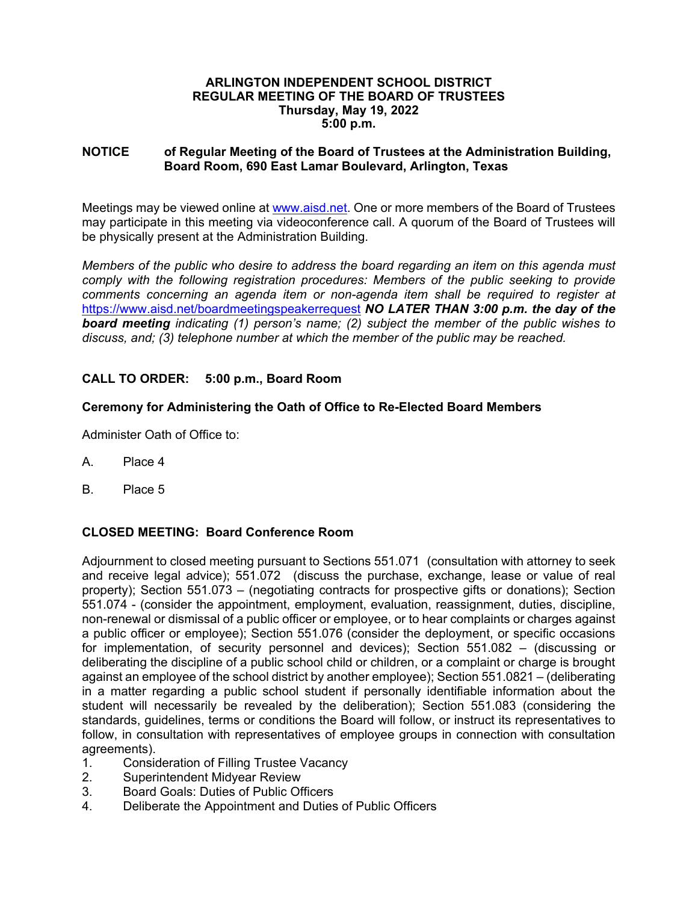**ARLINGTON INDEPENDENT SCHOOL DISTRICT**
**REGULAR MEETING OF THE BOARD OF TRUSTEES**
**Thursday, May 19, 2022**
**5:00 p.m.**

**NOTICE** **of Regular Meeting of the Board of Trustees at the Administration Building, Board Room, 690 East Lamar Boulevard, Arlington, Texas**

Meetings may be viewed online at www.aisd.net. One or more members of the Board of Trustees may participate in this meeting via videoconference call. A quorum of the Board of Trustees will be physically present at the Administration Building.

*Members of the public who desire to address the board regarding an item on this agenda must comply with the following registration procedures: Members of the public seeking to provide comments concerning an agenda item or non-agenda item shall be required to register at https://www.aisd.net/boardmeetingspeakerrequest* ***NO LATER THAN 3:00 p.m. the day of the board meeting*** *indicating (1) person's name; (2) subject the member of the public wishes to discuss, and; (3) telephone number at which the member of the public may be reached.*

**CALL TO ORDER: 5:00 p.m., Board Room**

**Ceremony for Administering the Oath of Office to Re-Elected Board Members**

Administer Oath of Office to:

A. Place 4

B. Place 5

**CLOSED MEETING: Board Conference Room**

Adjournment to closed meeting pursuant to Sections 551.071 (consultation with attorney to seek and receive legal advice); 551.072 (discuss the purchase, exchange, lease or value of real property); Section 551.073 – (negotiating contracts for prospective gifts or donations); Section 551.074 - (consider the appointment, employment, evaluation, reassignment, duties, discipline, non-renewal or dismissal of a public officer or employee, or to hear complaints or charges against a public officer or employee); Section 551.076 (consider the deployment, or specific occasions for implementation, of security personnel and devices); Section 551.082 – (discussing or deliberating the discipline of a public school child or children, or a complaint or charge is brought against an employee of the school district by another employee); Section 551.0821 – (deliberating in a matter regarding a public school student if personally identifiable information about the student will necessarily be revealed by the deliberation); Section 551.083 (considering the standards, guidelines, terms or conditions the Board will follow, or instruct its representatives to follow, in consultation with representatives of employee groups in connection with consultation agreements).

1. Consideration of Filling Trustee Vacancy
2. Superintendent Midyear Review
3. Board Goals: Duties of Public Officers
4. Deliberate the Appointment and Duties of Public Officers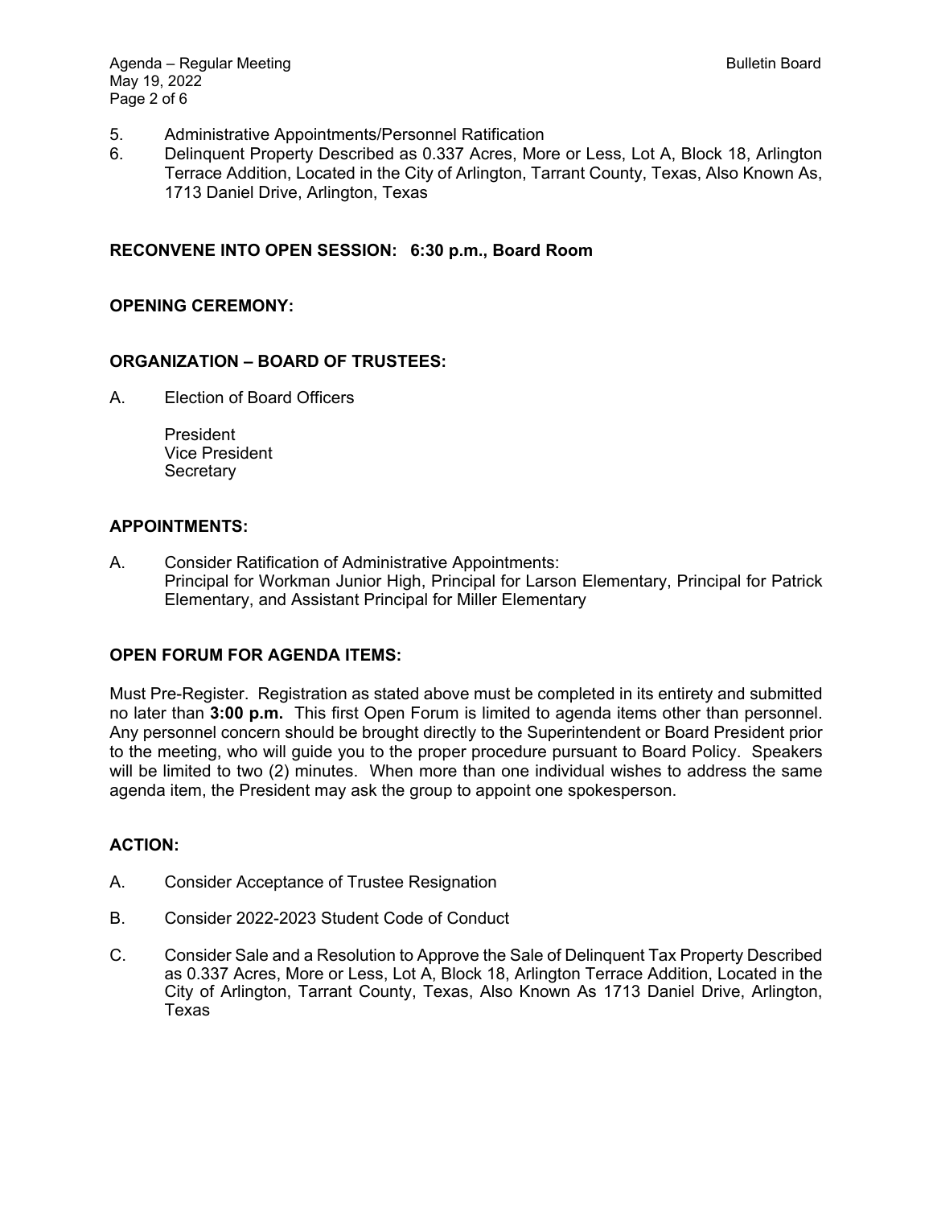5. Administrative Appointments/Personnel Ratification
6. Delinquent Property Described as 0.337 Acres, More or Less, Lot A, Block 18, Arlington Terrace Addition, Located in the City of Arlington, Tarrant County, Texas, Also Known As, 1713 Daniel Drive, Arlington, Texas

**RECONVENE INTO OPEN SESSION: 6:30 p.m., Board Room**

**OPENING CEREMONY:**

**ORGANIZATION – BOARD OF TRUSTEES:**

A. Election of Board Officers

President
Vice President
Secretary

**APPOINTMENTS:**

A. Consider Ratification of Administrative Appointments:
Principal for Workman Junior High, Principal for Larson Elementary, Principal for Patrick Elementary, and Assistant Principal for Miller Elementary

**OPEN FORUM FOR AGENDA ITEMS:**

Must Pre-Register. Registration as stated above must be completed in its entirety and submitted no later than **3:00 p.m.** This first Open Forum is limited to agenda items other than personnel. Any personnel concern should be brought directly to the Superintendent or Board President prior to the meeting, who will guide you to the proper procedure pursuant to Board Policy. Speakers will be limited to two (2) minutes. When more than one individual wishes to address the same agenda item, the President may ask the group to appoint one spokesperson.

**ACTION:**

A. Consider Acceptance of Trustee Resignation

B. Consider 2022-2023 Student Code of Conduct

C. Consider Sale and a Resolution to Approve the Sale of Delinquent Tax Property Described as 0.337 Acres, More or Less, Lot A, Block 18, Arlington Terrace Addition, Located in the City of Arlington, Tarrant County, Texas, Also Known As 1713 Daniel Drive, Arlington, Texas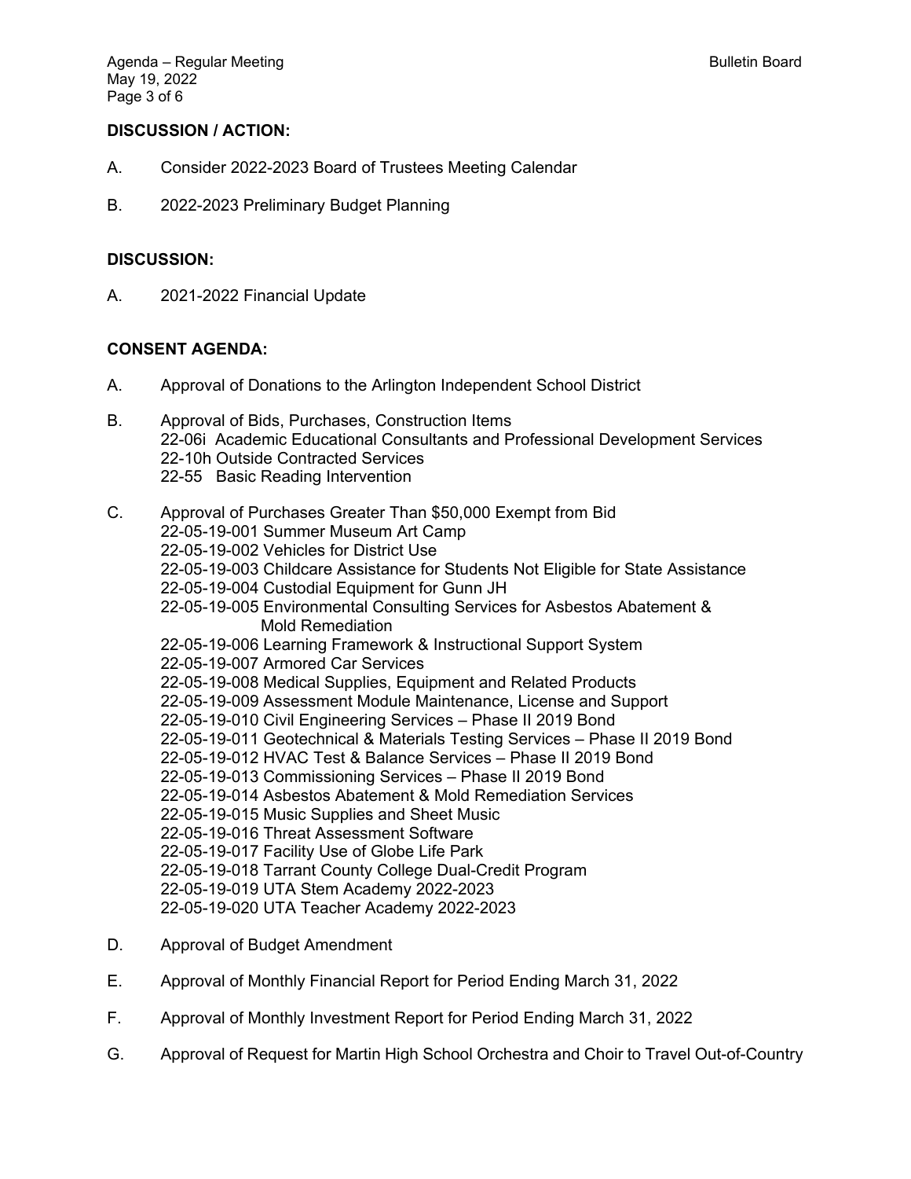**DISCUSSION / ACTION:**

A. Consider 2022-2023 Board of Trustees Meeting Calendar

B. 2022-2023 Preliminary Budget Planning

**DISCUSSION:**

A. 2021-2022 Financial Update

**CONSENT AGENDA:**

A. Approval of Donations to the Arlington Independent School District

B. Approval of Bids, Purchases, Construction Items
   - 22-06i Academic Educational Consultants and Professional Development Services
   - 22-10h Outside Contracted Services
   - 22-55 Basic Reading Intervention

C. Approval of Purchases Greater Than $50,000 Exempt from Bid
   - 22-05-19-001 Summer Museum Art Camp
   - 22-05-19-002 Vehicles for District Use
   - 22-05-19-003 Childcare Assistance for Students Not Eligible for State Assistance
   - 22-05-19-004 Custodial Equipment for Gunn JH
   - 22-05-19-005 Environmental Consulting Services for Asbestos Abatement & Mold Remediation
   - 22-05-19-006 Learning Framework & Instructional Support System
   - 22-05-19-007 Armored Car Services
   - 22-05-19-008 Medical Supplies, Equipment and Related Products
   - 22-05-19-009 Assessment Module Maintenance, License and Support
   - 22-05-19-010 Civil Engineering Services – Phase II 2019 Bond
   - 22-05-19-011 Geotechnical & Materials Testing Services – Phase II 2019 Bond
   - 22-05-19-012 HVAC Test & Balance Services – Phase II 2019 Bond
   - 22-05-19-013 Commissioning Services – Phase II 2019 Bond
   - 22-05-19-014 Asbestos Abatement & Mold Remediation Services
   - 22-05-19-015 Music Supplies and Sheet Music
   - 22-05-19-016 Threat Assessment Software
   - 22-05-19-017 Facility Use of Globe Life Park
   - 22-05-19-018 Tarrant County College Dual-Credit Program
   - 22-05-19-019 UTA Stem Academy 2022-2023
   - 22-05-19-020 UTA Teacher Academy 2022-2023

D. Approval of Budget Amendment

E. Approval of Monthly Financial Report for Period Ending March 31, 2022

F. Approval of Monthly Investment Report for Period Ending March 31, 2022

G. Approval of Request for Martin High School Orchestra and Choir to Travel Out-of-Country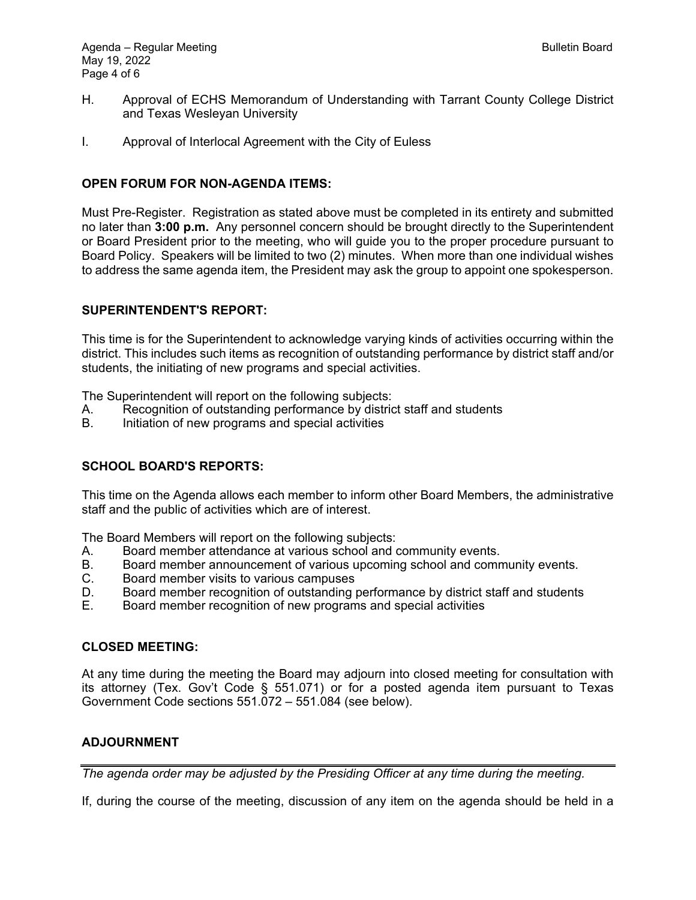H. Approval of ECHS Memorandum of Understanding with Tarrant County College District and Texas Wesleyan University

I. Approval of Interlocal Agreement with the City of Euless

## OPEN FORUM FOR NON-AGENDA ITEMS:

Must Pre-Register. Registration as stated above must be completed in its entirety and submitted no later than **3:00 p.m.** Any personnel concern should be brought directly to the Superintendent or Board President prior to the meeting, who will guide you to the proper procedure pursuant to Board Policy. Speakers will be limited to two (2) minutes. When more than one individual wishes to address the same agenda item, the President may ask the group to appoint one spokesperson.

## SUPERINTENDENT'S REPORT:

This time is for the Superintendent to acknowledge varying kinds of activities occurring within the district. This includes such items as recognition of outstanding performance by district staff and/or students, the initiating of new programs and special activities.

The Superintendent will report on the following subjects:

A. Recognition of outstanding performance by district staff and students
B. Initiation of new programs and special activities

## SCHOOL BOARD'S REPORTS:

This time on the Agenda allows each member to inform other Board Members, the administrative staff and the public of activities which are of interest.

The Board Members will report on the following subjects:

A. Board member attendance at various school and community events.
B. Board member announcement of various upcoming school and community events.
C. Board member visits to various campuses
D. Board member recognition of outstanding performance by district staff and students
E. Board member recognition of new programs and special activities

## CLOSED MEETING:

At any time during the meeting the Board may adjourn into closed meeting for consultation with its attorney (Tex. Gov't Code § 551.071) or for a posted agenda item pursuant to Texas Government Code sections 551.072 – 551.084 (see below).

## ADJOURNMENT

---

*The agenda order may be adjusted by the Presiding Officer at any time during the meeting.*

If, during the course of the meeting, discussion of any item on the agenda should be held in a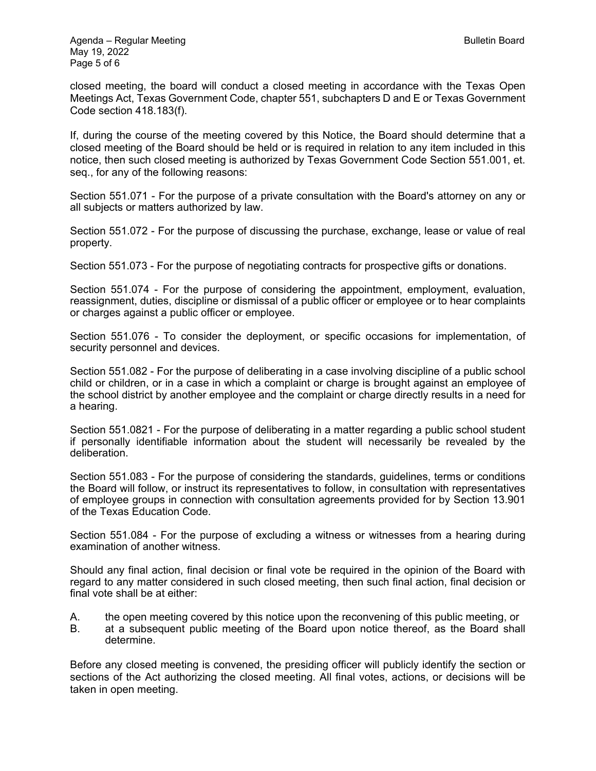closed meeting, the board will conduct a closed meeting in accordance with the Texas Open Meetings Act, Texas Government Code, chapter 551, subchapters D and E or Texas Government Code section 418.183(f).

If, during the course of the meeting covered by this Notice, the Board should determine that a closed meeting of the Board should be held or is required in relation to any item included in this notice, then such closed meeting is authorized by Texas Government Code Section 551.001, et. seq., for any of the following reasons:

Section 551.071 - For the purpose of a private consultation with the Board's attorney on any or all subjects or matters authorized by law.

Section 551.072 - For the purpose of discussing the purchase, exchange, lease or value of real property.

Section 551.073 - For the purpose of negotiating contracts for prospective gifts or donations.

Section 551.074 - For the purpose of considering the appointment, employment, evaluation, reassignment, duties, discipline or dismissal of a public officer or employee or to hear complaints or charges against a public officer or employee.

Section 551.076 - To consider the deployment, or specific occasions for implementation, of security personnel and devices.

Section 551.082 - For the purpose of deliberating in a case involving discipline of a public school child or children, or in a case in which a complaint or charge is brought against an employee of the school district by another employee and the complaint or charge directly results in a need for a hearing.

Section 551.0821 - For the purpose of deliberating in a matter regarding a public school student if personally identifiable information about the student will necessarily be revealed by the deliberation.

Section 551.083 - For the purpose of considering the standards, guidelines, terms or conditions the Board will follow, or instruct its representatives to follow, in consultation with representatives of employee groups in connection with consultation agreements provided for by Section 13.901 of the Texas Education Code.

Section 551.084 - For the purpose of excluding a witness or witnesses from a hearing during examination of another witness.

Should any final action, final decision or final vote be required in the opinion of the Board with regard to any matter considered in such closed meeting, then such final action, final decision or final vote shall be at either:

A. the open meeting covered by this notice upon the reconvening of this public meeting, or
B. at a subsequent public meeting of the Board upon notice thereof, as the Board shall determine.

Before any closed meeting is convened, the presiding officer will publicly identify the section or sections of the Act authorizing the closed meeting. All final votes, actions, or decisions will be taken in open meeting.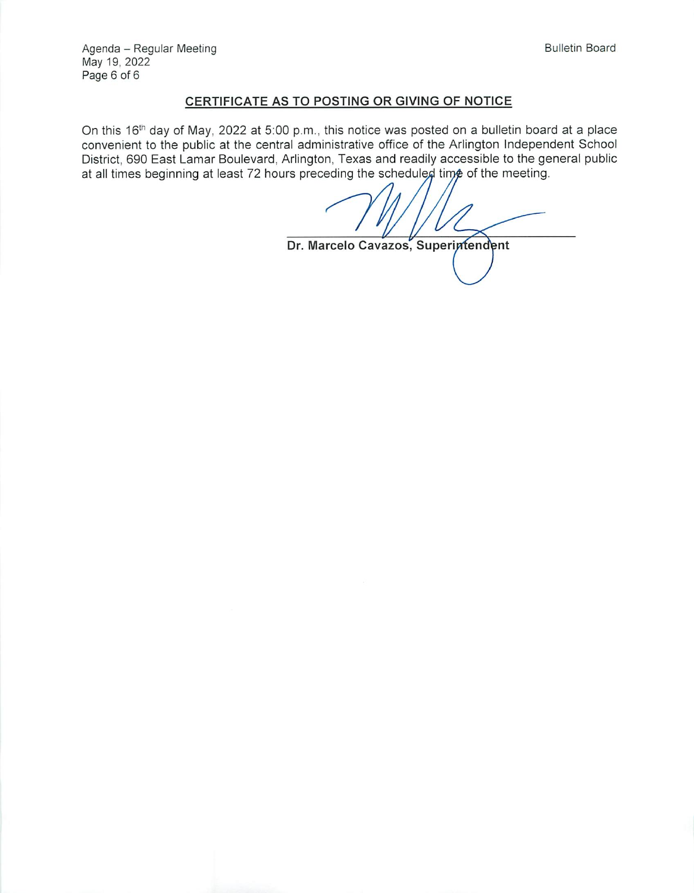## CERTIFICATE AS TO POSTING OR GIVING OF NOTICE

On this 16th day of May, 2022 at 5:00 p.m., this notice was posted on a bulletin board at a place convenient to the public at the central administrative office of the Arlington Independent School District, 690 East Lamar Boulevard, Arlington, Texas and readily accessible to the general public at all times beginning at least 72 hours preceding the scheduled time of the meeting.

**Dr. Marcelo Cavazos, Superintendent**